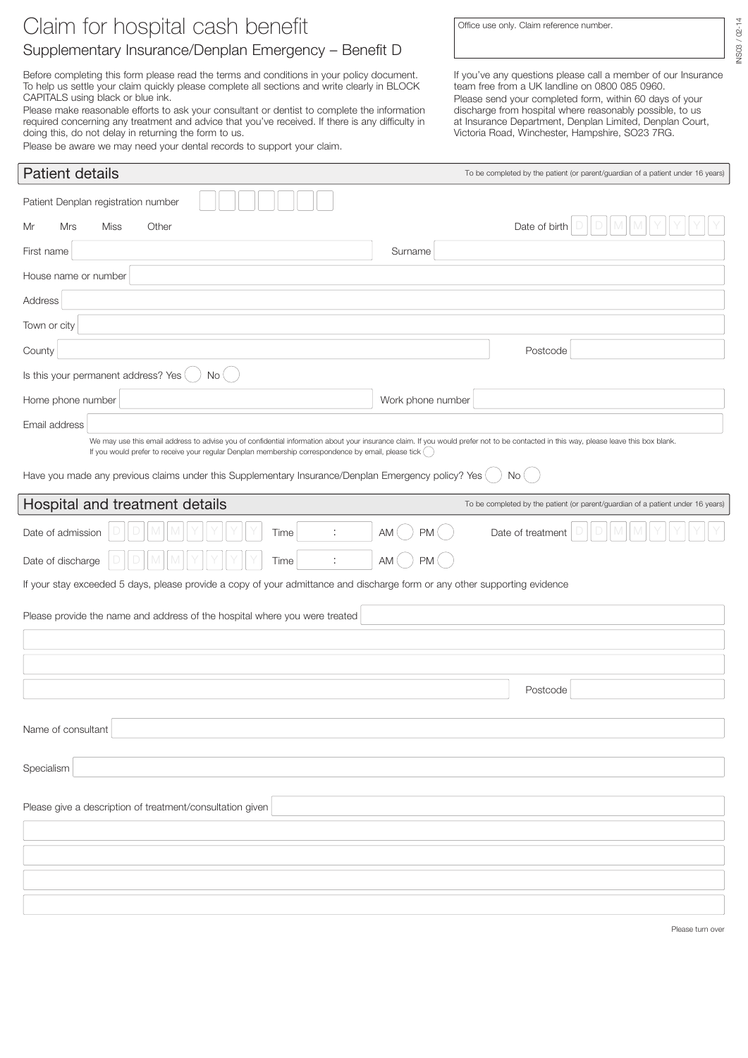# Claim for hospital cash benefit

## Supplementary Insurance/Denplan Emergency – Benefit D

Office use only. Claim reference number.

Before completing this form please read the terms and conditions in your policy document. To help us settle your claim quickly please complete all sections and write clearly in BLOCK CAPITALS using black or blue ink.

Please make reasonable efforts to ask your consultant or dentist to complete the information required concerning any treatment and advice that you've received. If there is any difficulty in doing this, do not delay in returning the form to us.

Please be aware we may need your dental records to support your claim.

If you've any questions please call a member of our Insurance team free from a UK landline on 0800 085 0960.

Please send your completed form, within 60 days of your discharge from hospital where reasonably possible, to us at Insurance Department, Denplan Limited, Denplan Court, Victoria Road, Winchester, Hampshire, SO23 7RG.

## Patient details

To be completed by the patient (or parent/guardian of a patient under 16 years)

Patient Denplan registration number

Mr Mrs Miss Other

Date of birth D D M M Y Y Y Y

First name

Surname

House name or number

Address

Town or city

County

Postcode

Is this your permanent address? Yes ◯ No ◯

Home phone number

Work phone number

Email address

We may use this email address to advise you of confidential information about your insurance claim. If you would prefer not to be contacted in this way, please leave this box blank.
If you would prefer to receive your regular Denplan membership correspondence by email, please tick ◯

Have you made any previous claims under this Supplementary Insurance/Denplan Emergency policy? Yes ◯ No ◯

## Hospital and treatment details

To be completed by the patient (or parent/guardian of a patient under 16 years)

Date of admission D D M M Y Y Y Y Time : AM ◯ PM ◯

Date of treatment D D M M Y Y Y Y

Date of discharge D D M M Y Y Y Y Time : AM ◯ PM ◯

If your stay exceeded 5 days, please provide a copy of your admittance and discharge form or any other supporting evidence

Please provide the name and address of the hospital where you were treated

Postcode

Name of consultant

Specialism

Please give a description of treatment/consultation given

Please turn over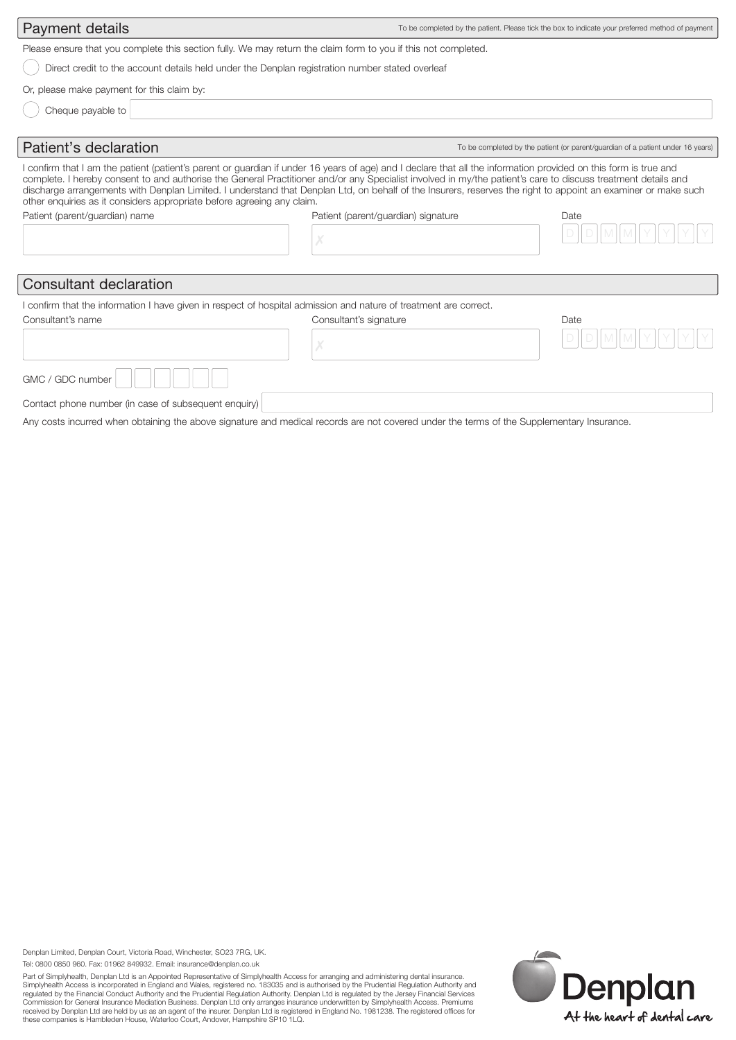## Payment details

To be completed by the patient. Please tick the box to indicate your preferred method of payment

Please ensure that you complete this section fully. We may return the claim form to you if this not completed.

- ◯ Direct credit to the account details held under the Denplan registration number stated overleaf

Or, please make payment for this claim by:

- ◯ Cheque payable to

## Patient's declaration

To be completed by the patient (or parent/guardian of a patient under 16 years)

I confirm that I am the patient (patient's parent or guardian if under 16 years of age) and I declare that all the information provided on this form is true and complete. I hereby consent to and authorise the General Practitioner and/or any Specialist involved in my/the patient's care to discuss treatment details and discharge arrangements with Denplan Limited. I understand that Denplan Ltd, on behalf of the Insurers, reserves the right to appoint an examiner or make such other enquiries as it considers appropriate before agreeing any claim.

| Patient (parent/guardian) name | Patient (parent/guardian) signature | Date |
|---|---|---|
| | ✗ | D D M M Y Y Y Y |

## Consultant declaration

I confirm that the information I have given in respect of hospital admission and nature of treatment are correct.

| Consultant's name | Consultant's signature | Date |
|---|---|---|
| | ✗ | D D M M Y Y Y Y |

GMC / GDC number

Contact phone number (in case of subsequent enquiry)

Any costs incurred when obtaining the above signature and medical records are not covered under the terms of the Supplementary Insurance.

Denplan Limited, Denplan Court, Victoria Road, Winchester, SO23 7RG, UK.

Tel: 0800 0850 960. Fax: 01962 849932. Email: insurance@denplan.co.uk

Part of Simplyhealth, Denplan Ltd is an Appointed Representative of Simplyhealth Access for arranging and administering dental insurance. Simplyhealth Access is incorporated in England and Wales, registered no. 183035 and is authorised by the Prudential Regulation Authority and regulated by the Financial Conduct Authority and the Prudential Regulation Authority. Denplan Ltd is regulated by the Jersey Financial Services Commission for General Insurance Mediation Business. Denplan Ltd only arranges insurance underwritten by Simplyhealth Access. Premiums received by Denplan Ltd are held by us as an agent of the insurer. Denplan Ltd is registered in England No. 1981238. The registered offices for these companies is Hambleden House, Waterloo Court, Andover, Hampshire SP10 1LQ.

Denplan

At the heart of dental care